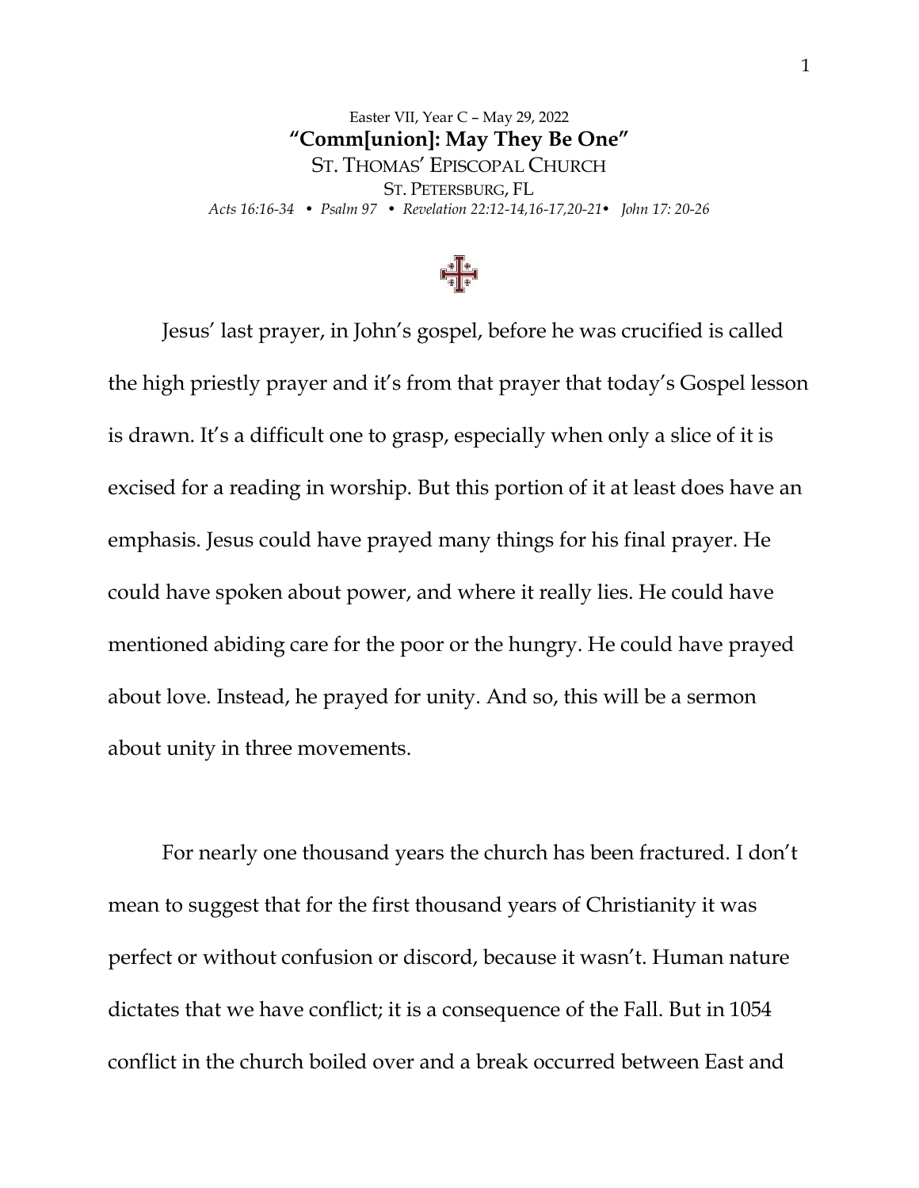Easter VII, Year C – May 29, 2022

# "Comm[union]: May They Be One"

ST. THOMAS' EPISCOPAL CHURCH

ST. PETERSBURG, FL

*Acts 16:16-34 • Psalm 97 • Revelation 22:12-14,16-17,20-21• John 17: 20-26*

Jesus' last prayer, in John's gospel, before he was crucified is called the high priestly prayer and it's from that prayer that today's Gospel lesson is drawn. It's a difficult one to grasp, especially when only a slice of it is excised for a reading in worship. But this portion of it at least does have an emphasis. Jesus could have prayed many things for his final prayer. He could have spoken about power, and where it really lies. He could have mentioned abiding care for the poor or the hungry. He could have prayed about love. Instead, he prayed for unity. And so, this will be a sermon about unity in three movements.

For nearly one thousand years the church has been fractured. I don't mean to suggest that for the first thousand years of Christianity it was perfect or without confusion or discord, because it wasn't. Human nature dictates that we have conflict; it is a consequence of the Fall. But in 1054 conflict in the church boiled over and a break occurred between East and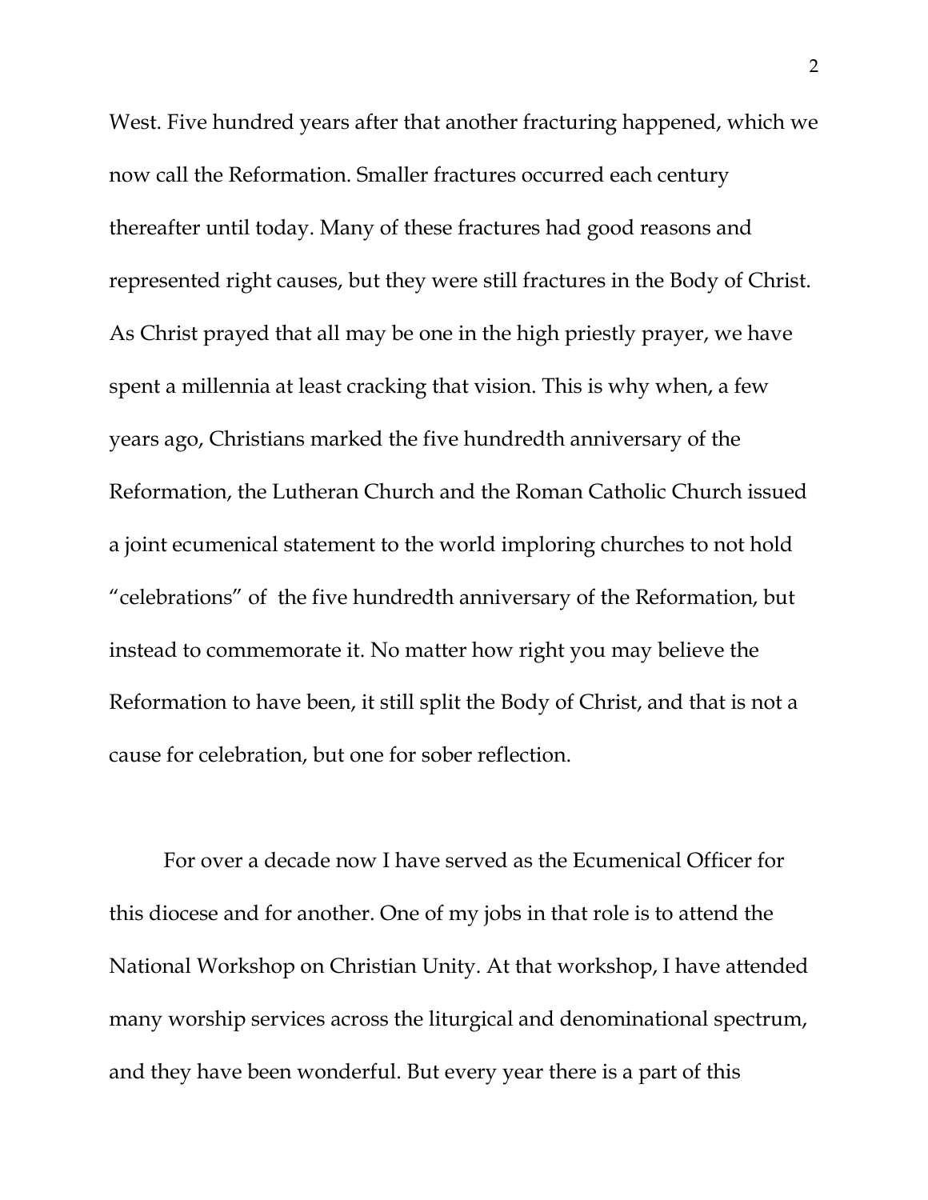West. Five hundred years after that another fracturing happened, which we now call the Reformation. Smaller fractures occurred each century thereafter until today. Many of these fractures had good reasons and represented right causes, but they were still fractures in the Body of Christ. As Christ prayed that all may be one in the high priestly prayer, we have spent a millennia at least cracking that vision. This is why when, a few years ago, Christians marked the five hundredth anniversary of the Reformation, the Lutheran Church and the Roman Catholic Church issued a joint ecumenical statement to the world imploring churches to not hold "celebrations" of the five hundredth anniversary of the Reformation, but instead to commemorate it. No matter how right you may believe the Reformation to have been, it still split the Body of Christ, and that is not a cause for celebration, but one for sober reflection.

For over a decade now I have served as the Ecumenical Officer for this diocese and for another. One of my jobs in that role is to attend the National Workshop on Christian Unity. At that workshop, I have attended many worship services across the liturgical and denominational spectrum, and they have been wonderful. But every year there is a part of this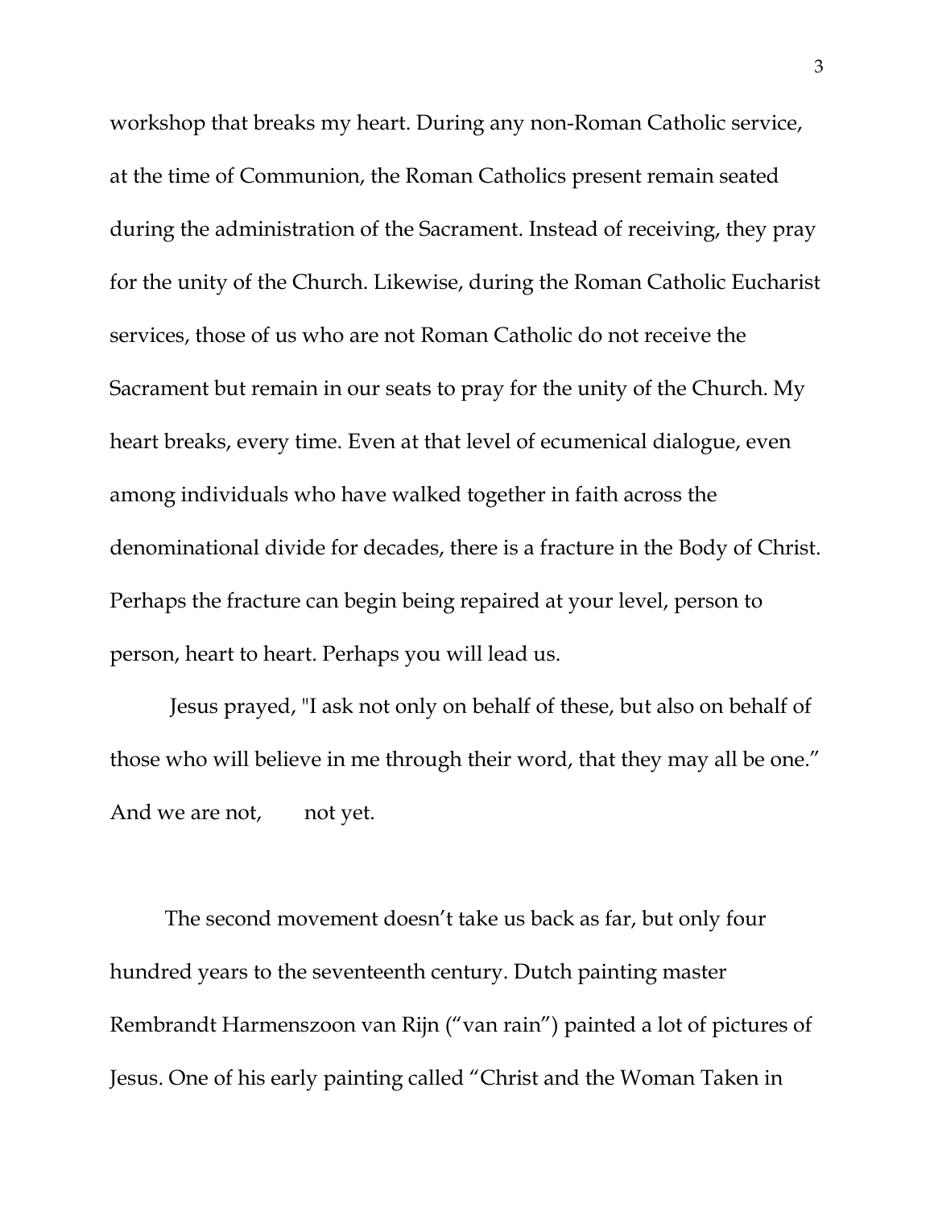workshop that breaks my heart. During any non-Roman Catholic service, at the time of Communion, the Roman Catholics present remain seated during the administration of the Sacrament. Instead of receiving, they pray for the unity of the Church. Likewise, during the Roman Catholic Eucharist services, those of us who are not Roman Catholic do not receive the Sacrament but remain in our seats to pray for the unity of the Church. My heart breaks, every time. Even at that level of ecumenical dialogue, even among individuals who have walked together in faith across the denominational divide for decades, there is a fracture in the Body of Christ. Perhaps the fracture can begin being repaired at your level, person to person, heart to heart. Perhaps you will lead us.

Jesus prayed, "I ask not only on behalf of these, but also on behalf of those who will believe in me through their word, that they may all be one." And we are not, not yet.

The second movement doesn't take us back as far, but only four hundred years to the seventeenth century. Dutch painting master Rembrandt Harmenszoon van Rijn ("van rain") painted a lot of pictures of Jesus. One of his early painting called "Christ and the Woman Taken in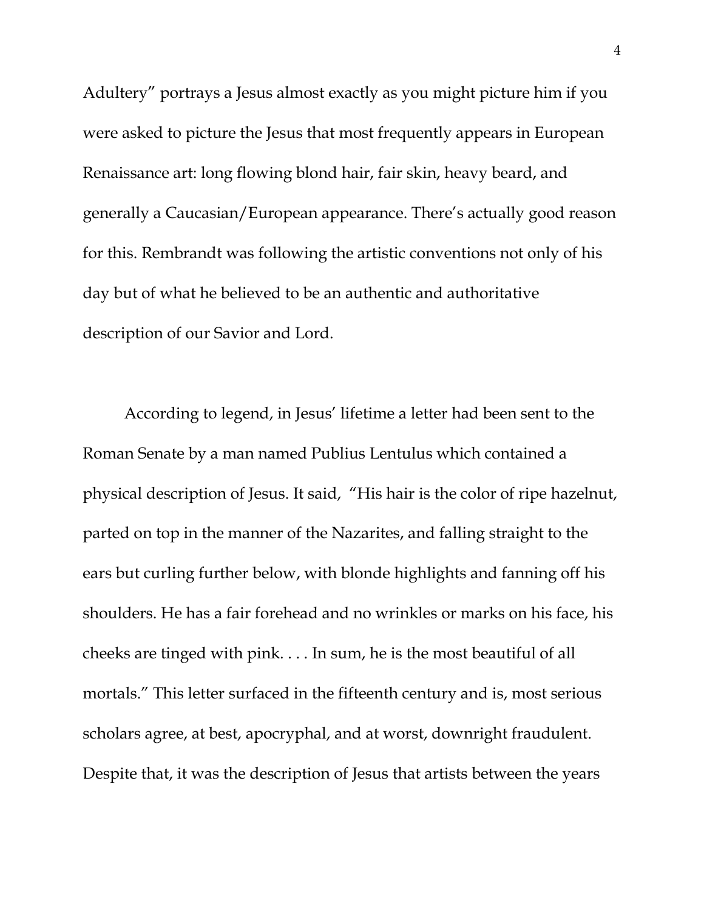Adultery" portrays a Jesus almost exactly as you might picture him if you were asked to picture the Jesus that most frequently appears in European Renaissance art: long flowing blond hair, fair skin, heavy beard, and generally a Caucasian/European appearance. There's actually good reason for this. Rembrandt was following the artistic conventions not only of his day but of what he believed to be an authentic and authoritative description of our Savior and Lord.

According to legend, in Jesus' lifetime a letter had been sent to the Roman Senate by a man named Publius Lentulus which contained a physical description of Jesus. It said, "His hair is the color of ripe hazelnut, parted on top in the manner of the Nazarites, and falling straight to the ears but curling further below, with blonde highlights and fanning off his shoulders. He has a fair forehead and no wrinkles or marks on his face, his cheeks are tinged with pink. . . . In sum, he is the most beautiful of all mortals." This letter surfaced in the fifteenth century and is, most serious scholars agree, at best, apocryphal, and at worst, downright fraudulent. Despite that, it was the description of Jesus that artists between the years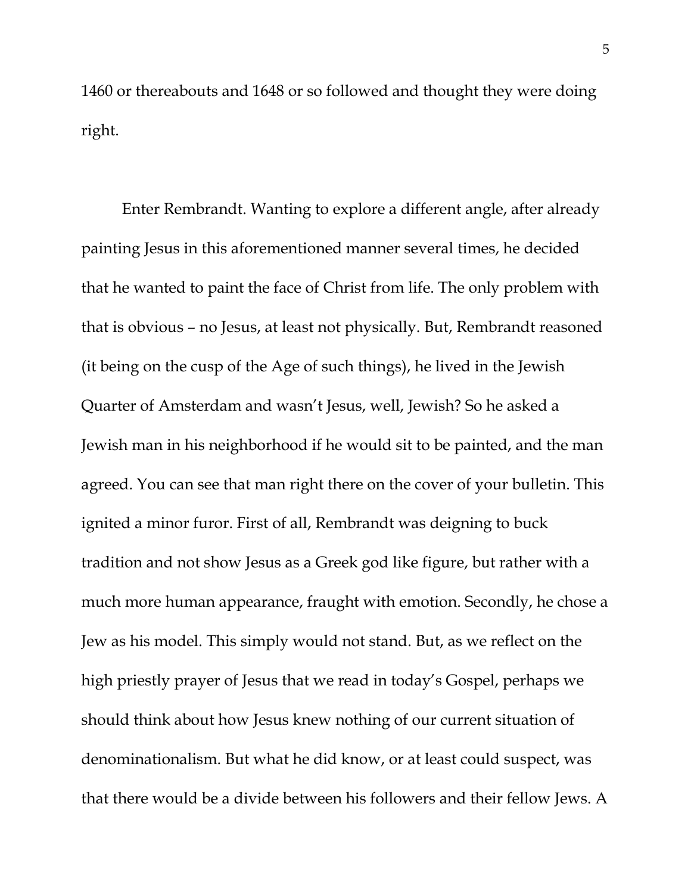1460 or thereabouts and 1648 or so followed and thought they were doing right.

Enter Rembrandt. Wanting to explore a different angle, after already painting Jesus in this aforementioned manner several times, he decided that he wanted to paint the face of Christ from life. The only problem with that is obvious – no Jesus, at least not physically. But, Rembrandt reasoned (it being on the cusp of the Age of such things), he lived in the Jewish Quarter of Amsterdam and wasn't Jesus, well, Jewish? So he asked a Jewish man in his neighborhood if he would sit to be painted, and the man agreed. You can see that man right there on the cover of your bulletin. This ignited a minor furor. First of all, Rembrandt was deigning to buck tradition and not show Jesus as a Greek god like figure, but rather with a much more human appearance, fraught with emotion. Secondly, he chose a Jew as his model. This simply would not stand. But, as we reflect on the high priestly prayer of Jesus that we read in today's Gospel, perhaps we should think about how Jesus knew nothing of our current situation of denominationalism. But what he did know, or at least could suspect, was that there would be a divide between his followers and their fellow Jews. A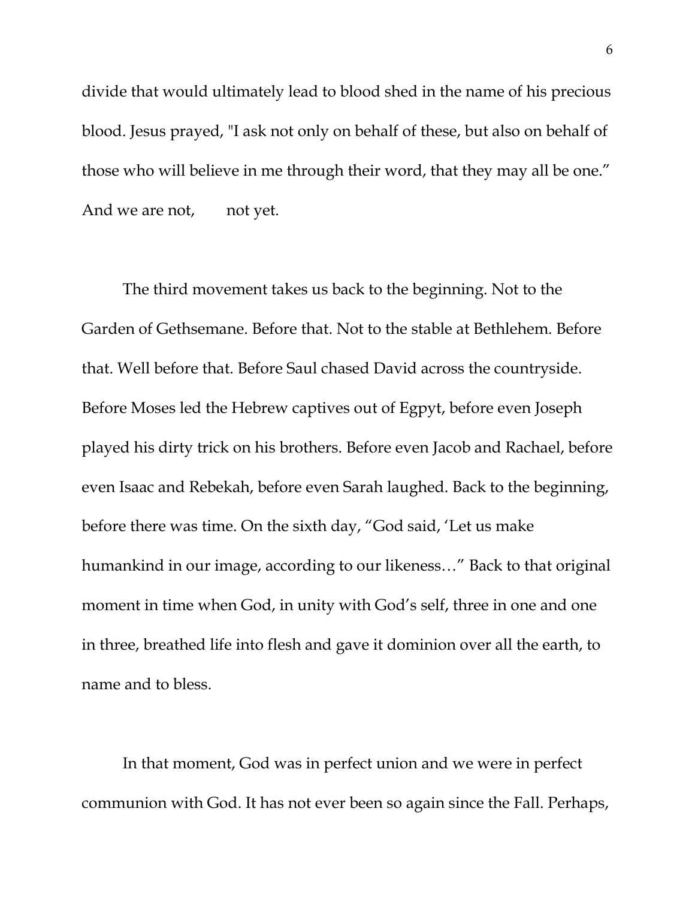divide that would ultimately lead to blood shed in the name of his precious blood. Jesus prayed, "I ask not only on behalf of these, but also on behalf of those who will believe in me through their word, that they may all be one." And we are not,     not yet.

The third movement takes us back to the beginning. Not to the Garden of Gethsemane. Before that. Not to the stable at Bethlehem. Before that. Well before that. Before Saul chased David across the countryside. Before Moses led the Hebrew captives out of Egpyt, before even Joseph played his dirty trick on his brothers. Before even Jacob and Rachael, before even Isaac and Rebekah, before even Sarah laughed. Back to the beginning, before there was time. On the sixth day, "God said, 'Let us make humankind in our image, according to our likeness…" Back to that original moment in time when God, in unity with God's self, three in one and one in three, breathed life into flesh and gave it dominion over all the earth, to name and to bless.

In that moment, God was in perfect union and we were in perfect communion with God. It has not ever been so again since the Fall. Perhaps,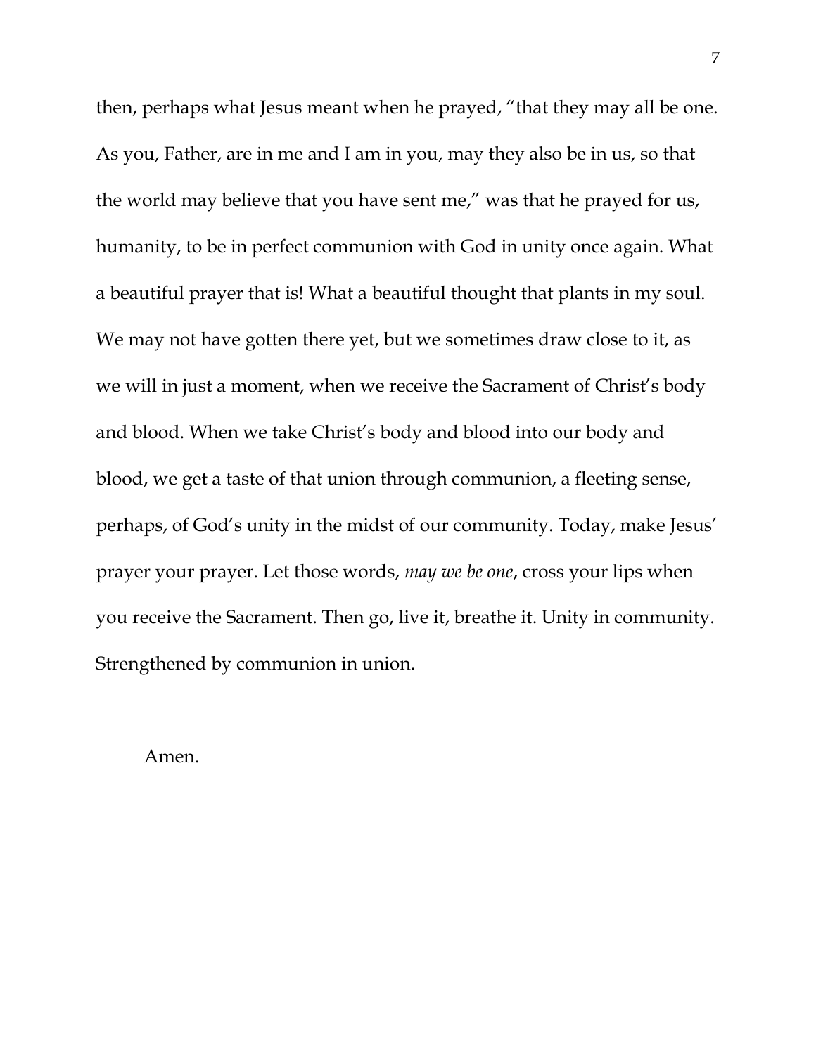then, perhaps what Jesus meant when he prayed, "that they may all be one. As you, Father, are in me and I am in you, may they also be in us, so that the world may believe that you have sent me," was that he prayed for us, humanity, to be in perfect communion with God in unity once again. What a beautiful prayer that is! What a beautiful thought that plants in my soul. We may not have gotten there yet, but we sometimes draw close to it, as we will in just a moment, when we receive the Sacrament of Christ's body and blood. When we take Christ's body and blood into our body and blood, we get a taste of that union through communion, a fleeting sense, perhaps, of God's unity in the midst of our community. Today, make Jesus' prayer your prayer. Let those words, *may we be one*, cross your lips when you receive the Sacrament. Then go, live it, breathe it. Unity in community. Strengthened by communion in union.

Amen.